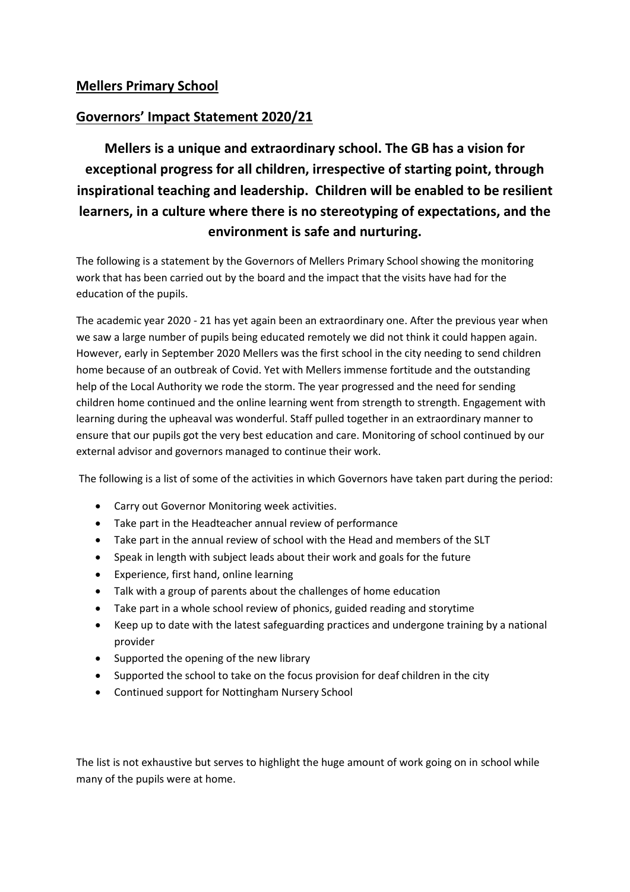## Mellers Primary School

## Governors' Impact Statement 2020/21

**Mellers is a unique and extraordinary school. The GB has a vision for exceptional progress for all children, irrespective of starting point, through inspirational teaching and leadership. Children will be enabled to be resilient learners, in a culture where there is no stereotyping of expectations, and the environment is safe and nurturing.**

The following is a statement by the Governors of Mellers Primary School showing the monitoring work that has been carried out by the board and the impact that the visits have had for the education of the pupils.

The academic year 2020 - 21 has yet again been an extraordinary one. After the previous year when we saw a large number of pupils being educated remotely we did not think it could happen again. However, early in September 2020 Mellers was the first school in the city needing to send children home because of an outbreak of Covid. Yet with Mellers immense fortitude and the outstanding help of the Local Authority we rode the storm. The year progressed and the need for sending children home continued and the online learning went from strength to strength. Engagement with learning during the upheaval was wonderful. Staff pulled together in an extraordinary manner to ensure that our pupils got the very best education and care. Monitoring of school continued by our external advisor and governors managed to continue their work.

The following is a list of some of the activities in which Governors have taken part during the period:

- Carry out Governor Monitoring week activities.
- Take part in the Headteacher annual review of performance
- Take part in the annual review of school with the Head and members of the SLT
- Speak in length with subject leads about their work and goals for the future
- Experience, first hand, online learning
- Talk with a group of parents about the challenges of home education
- Take part in a whole school review of phonics, guided reading and storytime
- Keep up to date with the latest safeguarding practices and undergone training by a national provider
- Supported the opening of the new library
- Supported the school to take on the focus provision for deaf children in the city
- Continued support for Nottingham Nursery School

The list is not exhaustive but serves to highlight the huge amount of work going on in school while many of the pupils were at home.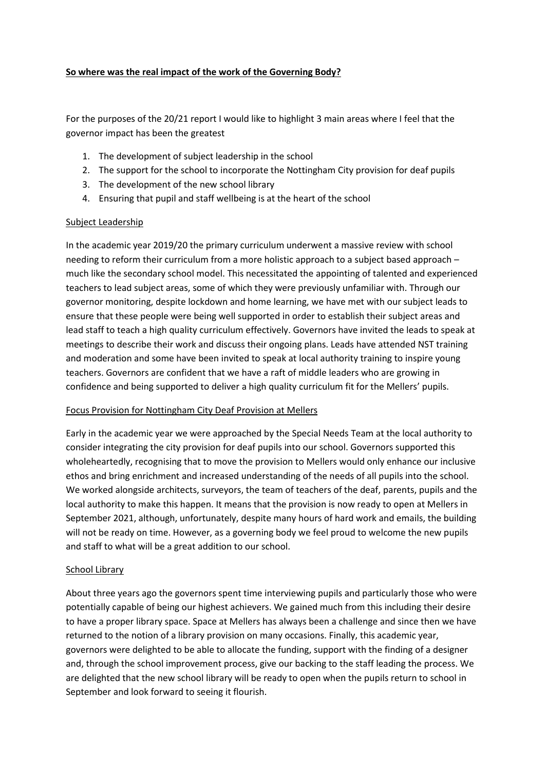**<u>So where was the real impact of the work of the Governing Body?</u>**

For the purposes of the 20/21 report I would like to highlight 3 main areas where I feel that the governor impact has been the greatest

1. The development of subject leadership in the school
2. The support for the school to incorporate the Nottingham City provision for deaf pupils
3. The development of the new school library
4. Ensuring that pupil and staff wellbeing is at the heart of the school

<u>Subject Leadership</u>

In the academic year 2019/20 the primary curriculum underwent a massive review with school needing to reform their curriculum from a more holistic approach to a subject based approach – much like the secondary school model. This necessitated the appointing of talented and experienced teachers to lead subject areas, some of which they were previously unfamiliar with. Through our governor monitoring, despite lockdown and home learning, we have met with our subject leads to ensure that these people were being well supported in order to establish their subject areas and lead staff to teach a high quality curriculum effectively. Governors have invited the leads to speak at meetings to describe their work and discuss their ongoing plans. Leads have attended NST training and moderation and some have been invited to speak at local authority training to inspire young teachers. Governors are confident that we have a raft of middle leaders who are growing in confidence and being supported to deliver a high quality curriculum fit for the Mellers' pupils.

<u>Focus Provision for Nottingham City Deaf Provision at Mellers</u>

Early in the academic year we were approached by the Special Needs Team at the local authority to consider integrating the city provision for deaf pupils into our school. Governors supported this wholeheartedly, recognising that to move the provision to Mellers would only enhance our inclusive ethos and bring enrichment and increased understanding of the needs of all pupils into the school. We worked alongside architects, surveyors, the team of teachers of the deaf, parents, pupils and the local authority to make this happen. It means that the provision is now ready to open at Mellers in September 2021, although, unfortunately, despite many hours of hard work and emails, the building will not be ready on time. However, as a governing body we feel proud to welcome the new pupils and staff to what will be a great addition to our school.

<u>School Library</u>

About three years ago the governors spent time interviewing pupils and particularly those who were potentially capable of being our highest achievers. We gained much from this including their desire to have a proper library space. Space at Mellers has always been a challenge and since then we have returned to the notion of a library provision on many occasions. Finally, this academic year, governors were delighted to be able to allocate the funding, support with the finding of a designer and, through the school improvement process, give our backing to the staff leading the process. We are delighted that the new school library will be ready to open when the pupils return to school in September and look forward to seeing it flourish.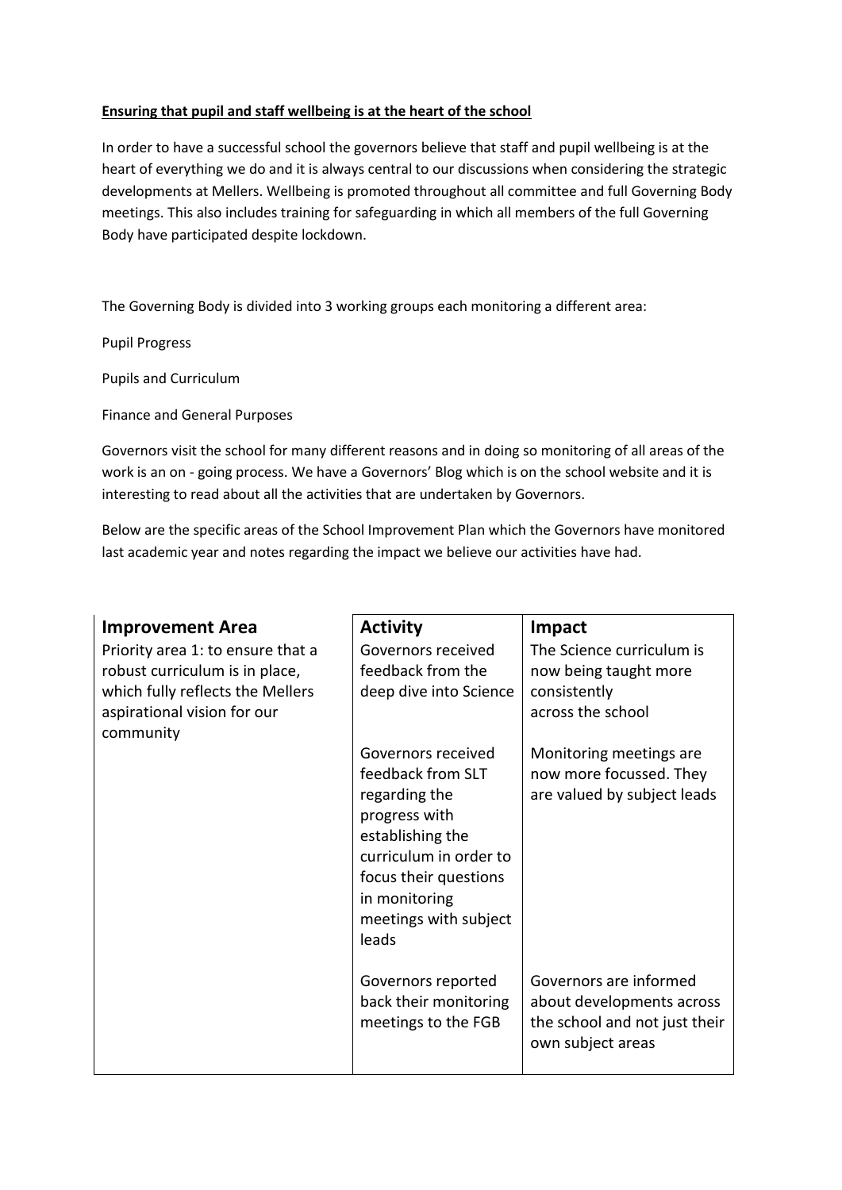**Ensuring that pupil and staff wellbeing is at the heart of the school**

In order to have a successful school the governors believe that staff and pupil wellbeing is at the heart of everything we do and it is always central to our discussions when considering the strategic developments at Mellers. Wellbeing is promoted throughout all committee and full Governing Body meetings. This also includes training for safeguarding in which all members of the full Governing Body have participated despite lockdown.

The Governing Body is divided into 3 working groups each monitoring a different area:

Pupil Progress

Pupils and Curriculum

Finance and General Purposes

Governors visit the school for many different reasons and in doing so monitoring of all areas of the work is an on - going process. We have a Governors' Blog which is on the school website and it is interesting to read about all the activities that are undertaken by Governors.

Below are the specific areas of the School Improvement Plan which the Governors have monitored last academic year and notes regarding the impact we believe our activities have had.

| Improvement Area | Activity | Impact |
|---|---|---|
| Priority area 1: to ensure that a robust curriculum is in place, which fully reflects the Mellers aspirational vision for our community | Governors received feedback from the deep dive into Science | The Science curriculum is now being taught more consistently across the school |
| | Governors received feedback from SLT regarding the progress with establishing the curriculum in order to focus their questions in monitoring meetings with subject leads | Monitoring meetings are now more focussed. They are valued by subject leads |
| | Governors reported back their monitoring meetings to the FGB | Governors are informed about developments across the school and not just their own subject areas |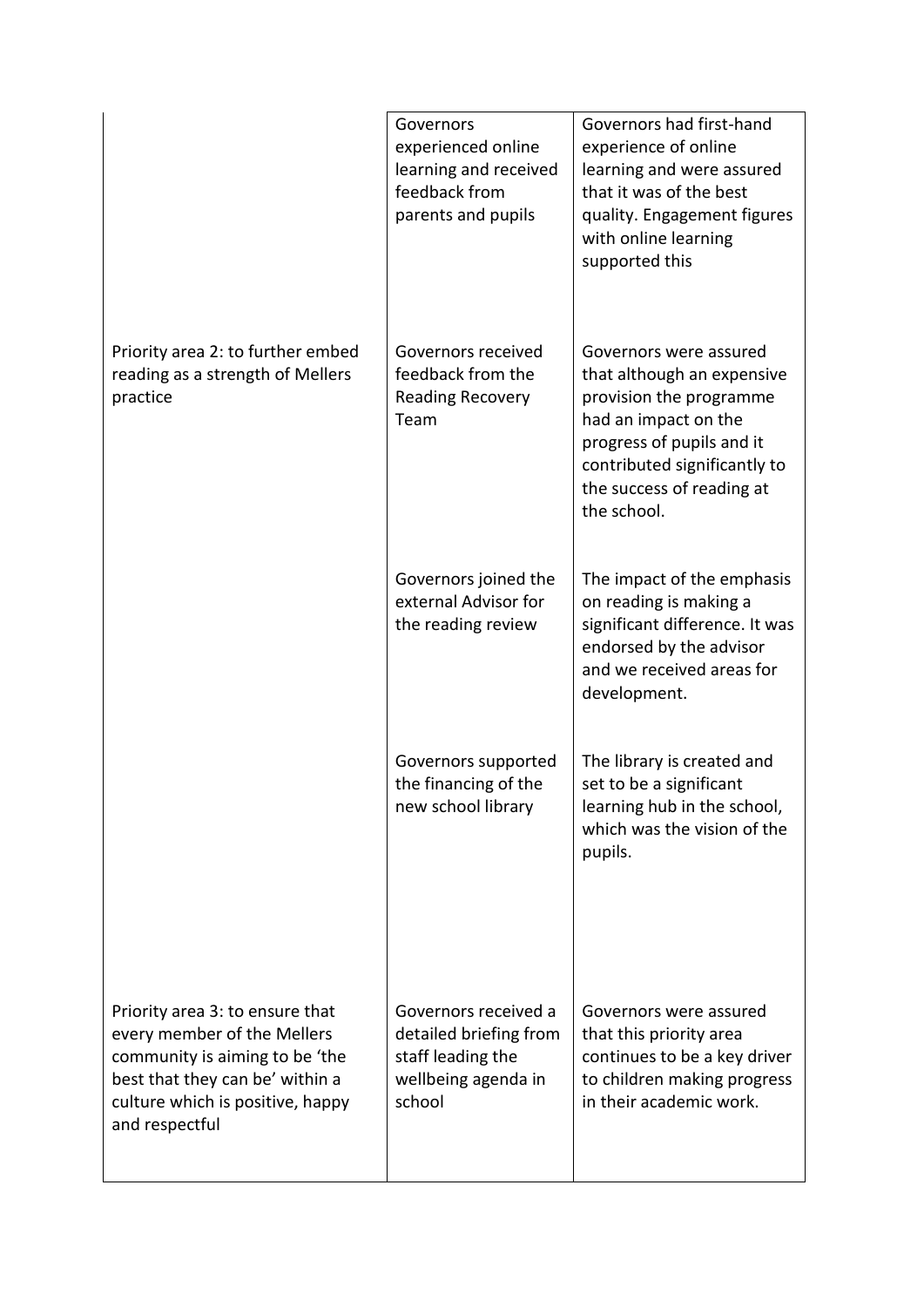| | | |
|---|---|---|
| | Governors experienced online learning and received feedback from parents and pupils | Governors had first-hand experience of online learning and were assured that it was of the best quality. Engagement figures with online learning supported this |
| Priority area 2: to further embed reading as a strength of Mellers practice | Governors received feedback from the Reading Recovery Team | Governors were assured that although an expensive provision the programme had an impact on the progress of pupils and it contributed significantly to the success of reading at the school. |
| | Governors joined the external Advisor for the reading review | The impact of the emphasis on reading is making a significant difference. It was endorsed by the advisor and we received areas for development. |
| | Governors supported the financing of the new school library | The library is created and set to be a significant learning hub in the school, which was the vision of the pupils. |
| Priority area 3: to ensure that every member of the Mellers community is aiming to be 'the best that they can be' within a culture which is positive, happy and respectful | Governors received a detailed briefing from staff leading the wellbeing agenda in school | Governors were assured that this priority area continues to be a key driver to children making progress in their academic work. |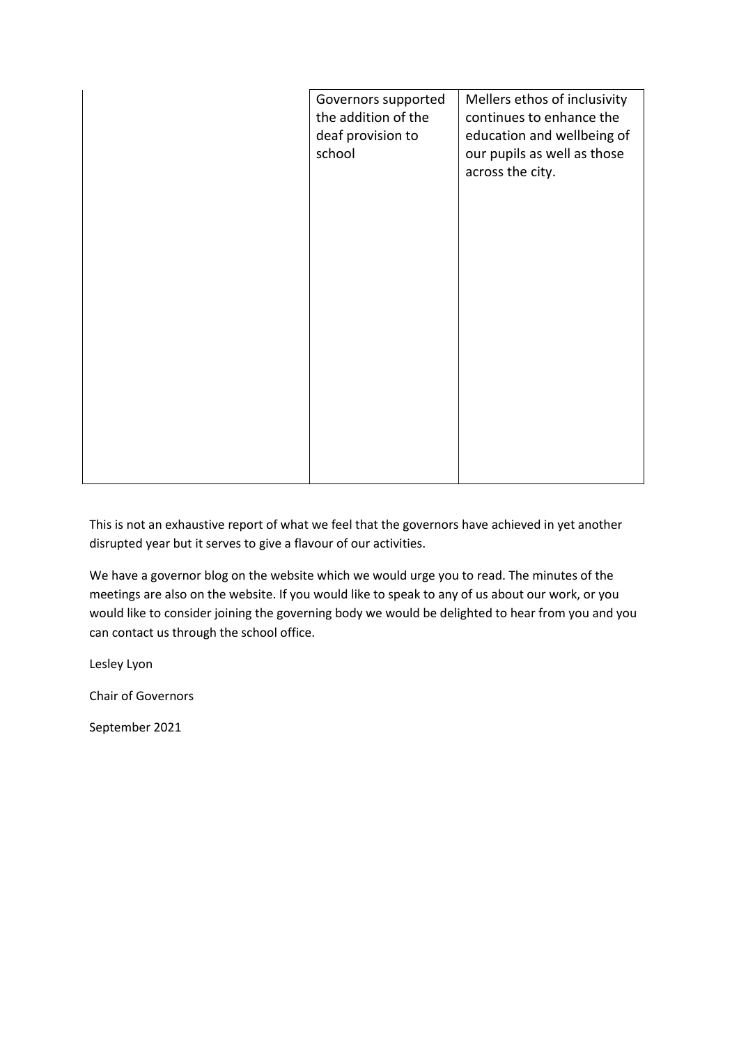| | | |
|---|---|---|
| | Governors supported the addition of the deaf provision to school | Mellers ethos of inclusivity continues to enhance the education and wellbeing of our pupils as well as those across the city. |

This is not an exhaustive report of what we feel that the governors have achieved in yet another disrupted year but it serves to give a flavour of our activities.

We have a governor blog on the website which we would urge you to read. The minutes of the meetings are also on the website. If you would like to speak to any of us about our work, or you would like to consider joining the governing body we would be delighted to hear from you and you can contact us through the school office.

Lesley Lyon

Chair of Governors

September 2021